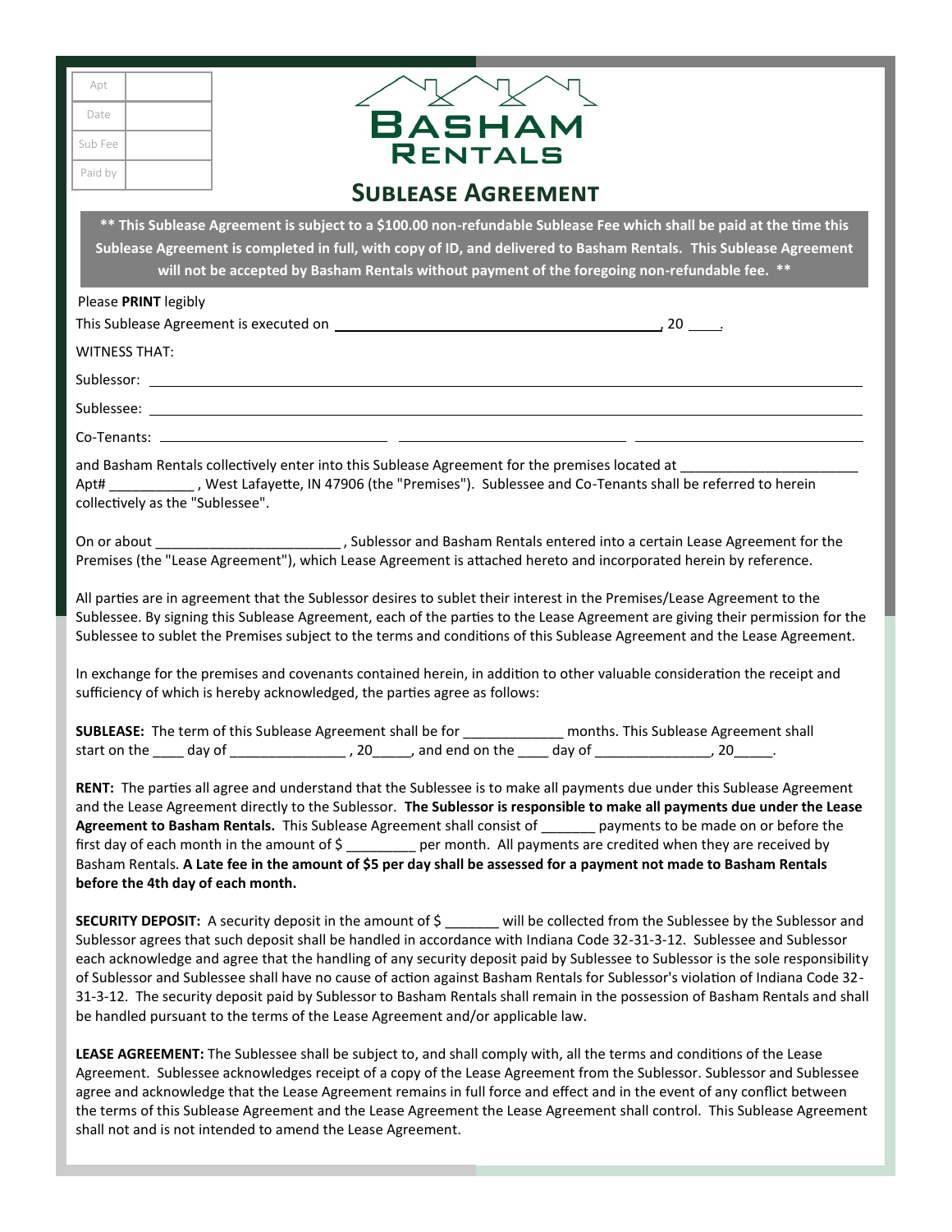| Apt | |
| --- | --- |
| Date | |
| Sub Fee | |
| Paid by | |

# BASHAM RENTALS

## SUBLEASE AGREEMENT

**\*\* This Sublease Agreement is subject to a $100.00 non-refundable Sublease Fee which shall be paid at the time this Sublease Agreement is completed in full, with copy of ID, and delivered to Basham Rentals. This Sublease Agreement will not be accepted by Basham Rentals without payment of the foregoing non-refundable fee. \*\***

Please **PRINT** legibly

This Sublease Agreement is executed on ____________________________________, 20 ____.

WITNESS THAT:

Sublessor: ____________________________________________________________

Sublessee: ____________________________________________________________

Co-Tenants: ____________________ ____________________ ____________________

and Basham Rentals collectively enter into this Sublease Agreement for the premises located at ______________________ Apt# ___________ , West Lafayette, IN 47906 (the "Premises"). Sublessee and Co-Tenants shall be referred to herein collectively as the "Sublessee".

On or about _______________________ , Sublessor and Basham Rentals entered into a certain Lease Agreement for the Premises (the "Lease Agreement"), which Lease Agreement is attached hereto and incorporated herein by reference.

All parties are in agreement that the Sublessor desires to sublet their interest in the Premises/Lease Agreement to the Sublessee. By signing this Sublease Agreement, each of the parties to the Lease Agreement are giving their permission for the Sublessee to sublet the Premises subject to the terms and conditions of this Sublease Agreement and the Lease Agreement.

In exchange for the premises and covenants contained herein, in addition to other valuable consideration the receipt and sufficiency of which is hereby acknowledged, the parties agree as follows:

**SUBLEASE:** The term of this Sublease Agreement shall be for _____________ months. This Sublease Agreement shall start on the ____ day of _______________ , 20_____, and end on the ____ day of _______________, 20_____.

**RENT:** The parties all agree and understand that the Sublessee is to make all payments due under this Sublease Agreement and the Lease Agreement directly to the Sublessor. **The Sublessor is responsible to make all payments due under the Lease Agreement to Basham Rentals.** This Sublease Agreement shall consist of _______ payments to be made on or before the first day of each month in the amount of $ _________ per month. All payments are credited when they are received by Basham Rentals. **A Late fee in the amount of $5 per day shall be assessed for a payment not made to Basham Rentals before the 4th day of each month.**

**SECURITY DEPOSIT:** A security deposit in the amount of $ _______ will be collected from the Sublessee by the Sublessor and Sublessor agrees that such deposit shall be handled in accordance with Indiana Code 32-31-3-12. Sublessee and Sublessor each acknowledge and agree that the handling of any security deposit paid by Sublessee to Sublessor is the sole responsibility of Sublessor and Sublessee shall have no cause of action against Basham Rentals for Sublessor's violation of Indiana Code 32-31-3-12. The security deposit paid by Sublessor to Basham Rentals shall remain in the possession of Basham Rentals and shall be handled pursuant to the terms of the Lease Agreement and/or applicable law.

**LEASE AGREEMENT:** The Sublessee shall be subject to, and shall comply with, all the terms and conditions of the Lease Agreement. Sublessee acknowledges receipt of a copy of the Lease Agreement from the Sublessor. Sublessor and Sublessee agree and acknowledge that the Lease Agreement remains in full force and effect and in the event of any conflict between the terms of this Sublease Agreement and the Lease Agreement the Lease Agreement shall control. This Sublease Agreement shall not and is not intended to amend the Lease Agreement.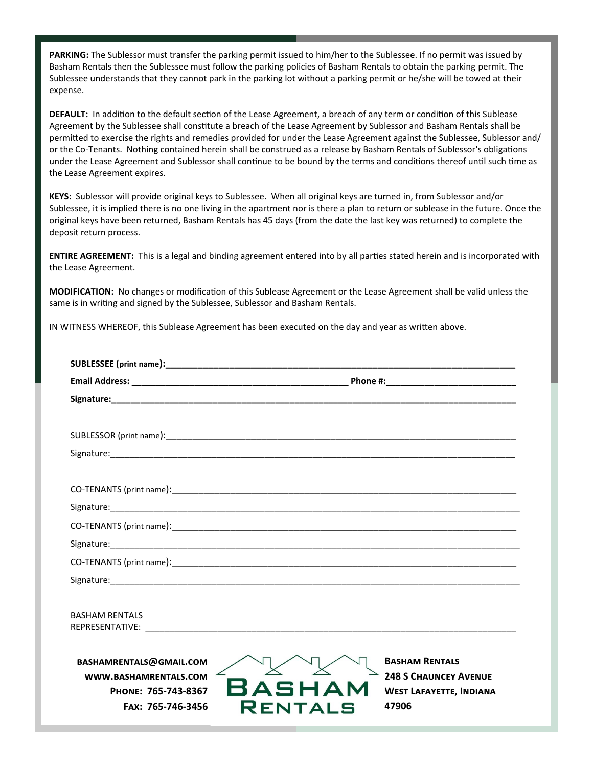**PARKING:** The Sublessor must transfer the parking permit issued to him/her to the Sublessee. If no permit was issued by Basham Rentals then the Sublessee must follow the parking policies of Basham Rentals to obtain the parking permit. The Sublessee understands that they cannot park in the parking lot without a parking permit or he/she will be towed at their expense.

**DEFAULT:** In addition to the default section of the Lease Agreement, a breach of any term or condition of this Sublease Agreement by the Sublessee shall constitute a breach of the Lease Agreement by Sublessor and Basham Rentals shall be permitted to exercise the rights and remedies provided for under the Lease Agreement against the Sublessee, Sublessor and/or the Co-Tenants. Nothing contained herein shall be construed as a release by Basham Rentals of Sublessor's obligations under the Lease Agreement and Sublessor shall continue to be bound by the terms and conditions thereof until such time as the Lease Agreement expires.

**KEYS:** Sublessor will provide original keys to Sublessee. When all original keys are turned in, from Sublessor and/or Sublessee, it is implied there is no one living in the apartment nor is there a plan to return or sublease in the future. Once the original keys have been returned, Basham Rentals has 45 days (from the date the last key was returned) to complete the deposit return process.

**ENTIRE AGREEMENT:** This is a legal and binding agreement entered into by all parties stated herein and is incorporated with the Lease Agreement.

**MODIFICATION:** No changes or modification of this Sublease Agreement or the Lease Agreement shall be valid unless the same is in writing and signed by the Sublessee, Sublessor and Basham Rentals.

IN WITNESS WHEREOF, this Sublease Agreement has been executed on the day and year as written above.

**SUBLESSEE (print name):**\_\_\_\_\_\_\_\_\_\_\_\_\_\_\_\_\_\_\_\_\_\_\_\_\_\_\_\_\_\_\_\_\_\_\_\_\_\_\_\_

**Email Address:** \_\_\_\_\_\_\_\_\_\_\_\_\_\_\_\_\_\_\_\_\_\_\_\_\_\_\_\_ **Phone #:**\_\_\_\_\_\_\_\_\_\_\_\_\_\_\_\_\_\_

**Signature:**\_\_\_\_\_\_\_\_\_\_\_\_\_\_\_\_\_\_\_\_\_\_\_\_\_\_\_\_\_\_\_\_\_\_\_\_\_\_\_\_\_\_\_\_\_\_\_\_

SUBLESSOR (print name):\_\_\_\_\_\_\_\_\_\_\_\_\_\_\_\_\_\_\_\_\_\_\_\_\_\_\_\_\_\_\_\_\_\_\_\_\_\_\_\_

Signature:\_\_\_\_\_\_\_\_\_\_\_\_\_\_\_\_\_\_\_\_\_\_\_\_\_\_\_\_\_\_\_\_\_\_\_\_\_\_\_\_\_\_\_\_\_\_\_\_

CO-TENANTS (print name):\_\_\_\_\_\_\_\_\_\_\_\_\_\_\_\_\_\_\_\_\_\_\_\_\_\_\_\_\_\_\_\_\_\_\_\_\_\_\_\_

Signature:\_\_\_\_\_\_\_\_\_\_\_\_\_\_\_\_\_\_\_\_\_\_\_\_\_\_\_\_\_\_\_\_\_\_\_\_\_\_\_\_\_\_\_\_\_\_\_\_

CO-TENANTS (print name):\_\_\_\_\_\_\_\_\_\_\_\_\_\_\_\_\_\_\_\_\_\_\_\_\_\_\_\_\_\_\_\_\_\_\_\_\_\_\_\_

Signature:\_\_\_\_\_\_\_\_\_\_\_\_\_\_\_\_\_\_\_\_\_\_\_\_\_\_\_\_\_\_\_\_\_\_\_\_\_\_\_\_\_\_\_\_\_\_\_\_

CO-TENANTS (print name):\_\_\_\_\_\_\_\_\_\_\_\_\_\_\_\_\_\_\_\_\_\_\_\_\_\_\_\_\_\_\_\_\_\_\_\_\_\_\_\_

Signature:\_\_\_\_\_\_\_\_\_\_\_\_\_\_\_\_\_\_\_\_\_\_\_\_\_\_\_\_\_\_\_\_\_\_\_\_\_\_\_\_\_\_\_\_\_\_\_\_

BASHAM RENTALS
REPRESENTATIVE: \_\_\_\_\_\_\_\_\_\_\_\_\_\_\_\_\_\_\_\_\_\_\_\_\_\_\_\_\_\_\_\_\_\_\_\_\_\_\_\_\_\_\_\_

**BASHAMRENTALS@GMAIL.COM**
**WWW.BASHAMRENTALS.COM**
**PHONE: 765-743-8367**
**FAX: 765-746-3456**

**BASHAM RENTALS**

**BASHAM RENTALS**
**248 S CHAUNCEY AVENUE**
**WEST LAFAYETTE, INDIANA**
**47906**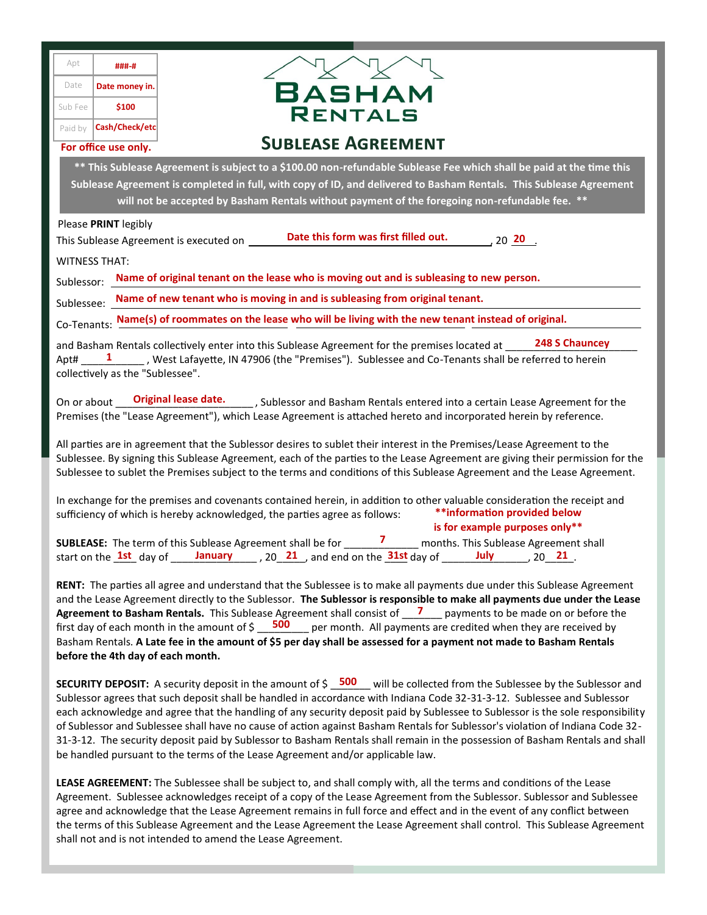| Apt | ###-# |
|---|---|
| Date | Date money in. |
| Sub Fee | $100 |
| Paid by | Cash/Check/etc |

**For office use only.**

# BASHAM RENTALS

## SUBLEASE AGREEMENT

**\*\* This Sublease Agreement is subject to a $100.00 non-refundable Sublease Fee which shall be paid at the time this Sublease Agreement is completed in full, with copy of ID, and delivered to Basham Rentals. This Sublease Agreement will not be accepted by Basham Rentals without payment of the foregoing non-refundable fee. \*\***

Please **PRINT** legibly

This Sublease Agreement is executed on **Date this form was first filled out.**, 20 **20**.

WITNESS THAT:

Sublessor: **Name of original tenant on the lease who is moving out and is subleasing to new person.**

Sublessee: **Name of new tenant who is moving in and is subleasing from original tenant.**

Co-Tenants: **Name(s) of roommates on the lease who will be living with the new tenant instead of original.**

and Basham Rentals collectively enter into this Sublease Agreement for the premises located at **248 S Chauncey** Apt# **1**, West Lafayette, IN 47906 (the "Premises"). Sublessee and Co-Tenants shall be referred to herein collectively as the "Sublessee".

On or about **Original lease date.**, Sublessor and Basham Rentals entered into a certain Lease Agreement for the Premises (the "Lease Agreement"), which Lease Agreement is attached hereto and incorporated herein by reference.

All parties are in agreement that the Sublessor desires to sublet their interest in the Premises/Lease Agreement to the Sublessee. By signing this Sublease Agreement, each of the parties to the Lease Agreement are giving their permission for the Sublessee to sublet the Premises subject to the terms and conditions of this Sublease Agreement and the Lease Agreement.

In exchange for the premises and covenants contained herein, in addition to other valuable consideration the receipt and sufficiency of which is hereby acknowledged, the parties agree as follows:

**\*\*information provided below is for example purposes only\*\***

**SUBLEASE:** The term of this Sublease Agreement shall be for **7** months. This Sublease Agreement shall start on the **1st** day of **January**, 20**21**, and end on the **31st** day of **July**, 20**21**.

**RENT:** The parties all agree and understand that the Sublessee is to make all payments due under this Sublease Agreement and the Lease Agreement directly to the Sublessor. **The Sublessor is responsible to make all payments due under the Lease Agreement to Basham Rentals.** This Sublease Agreement shall consist of **7** payments to be made on or before the first day of each month in the amount of $ **500** per month. All payments are credited when they are received by Basham Rentals. **A Late fee in the amount of $5 per day shall be assessed for a payment not made to Basham Rentals before the 4th day of each month.**

**SECURITY DEPOSIT:** A security deposit in the amount of $ **500** will be collected from the Sublessee by the Sublessor and Sublessor agrees that such deposit shall be handled in accordance with Indiana Code 32-31-3-12. Sublessee and Sublessor each acknowledge and agree that the handling of any security deposit paid by Sublessee to Sublessor is the sole responsibility of Sublessor and Sublessee shall have no cause of action against Basham Rentals for Sublessor's violation of Indiana Code 32-31-3-12. The security deposit paid by Sublessor to Basham Rentals shall remain in the possession of Basham Rentals and shall be handled pursuant to the terms of the Lease Agreement and/or applicable law.

**LEASE AGREEMENT:** The Sublessee shall be subject to, and shall comply with, all the terms and conditions of the Lease Agreement. Sublessee acknowledges receipt of a copy of the Lease Agreement from the Sublessor. Sublessor and Sublessee agree and acknowledge that the Lease Agreement remains in full force and effect and in the event of any conflict between the terms of this Sublease Agreement and the Lease Agreement the Lease Agreement shall control. This Sublease Agreement shall not and is not intended to amend the Lease Agreement.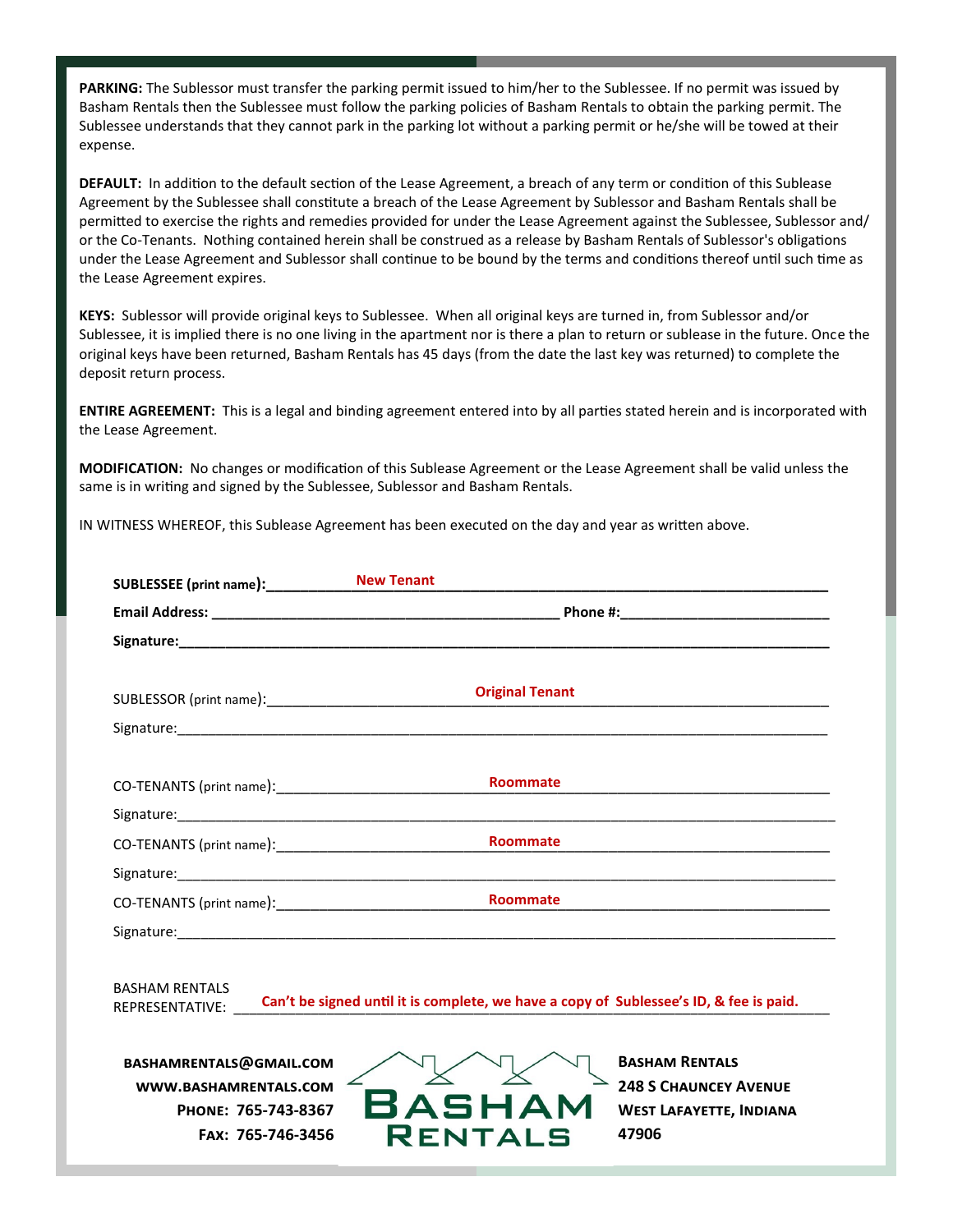**PARKING:** The Sublessor must transfer the parking permit issued to him/her to the Sublessee. If no permit was issued by Basham Rentals then the Sublessee must follow the parking policies of Basham Rentals to obtain the parking permit. The Sublessee understands that they cannot park in the parking lot without a parking permit or he/she will be towed at their expense.

**DEFAULT:** In addition to the default section of the Lease Agreement, a breach of any term or condition of this Sublease Agreement by the Sublessee shall constitute a breach of the Lease Agreement by Sublessor and Basham Rentals shall be permitted to exercise the rights and remedies provided for under the Lease Agreement against the Sublessee, Sublessor and/or the Co-Tenants. Nothing contained herein shall be construed as a release by Basham Rentals of Sublessor's obligations under the Lease Agreement and Sublessor shall continue to be bound by the terms and conditions thereof until such time as the Lease Agreement expires.

**KEYS:** Sublessor will provide original keys to Sublessee. When all original keys are turned in, from Sublessor and/or Sublessee, it is implied there is no one living in the apartment nor is there a plan to return or sublease in the future. Once the original keys have been returned, Basham Rentals has 45 days (from the date the last key was returned) to complete the deposit return process.

**ENTIRE AGREEMENT:** This is a legal and binding agreement entered into by all parties stated herein and is incorporated with the Lease Agreement.

**MODIFICATION:** No changes or modification of this Sublease Agreement or the Lease Agreement shall be valid unless the same is in writing and signed by the Sublessee, Sublessor and Basham Rentals.

IN WITNESS WHEREOF, this Sublease Agreement has been executed on the day and year as written above.

**SUBLESSEE (print name):** New Tenant

**Email Address:** ______________________ **Phone #:** ______________________

**Signature:** ______________________

SUBLESSOR (print name): Original Tenant

Signature: ______________________

CO-TENANTS (print name): Roommate

Signature: ______________________

CO-TENANTS (print name): Roommate

Signature: ______________________

CO-TENANTS (print name): Roommate

Signature: ______________________

BASHAM RENTALS REPRESENTATIVE: Can't be signed until it is complete, we have a copy of Sublessee's ID, & fee is paid.

**BASHAMRENTALS@GMAIL.COM**
**WWW.BASHAMRENTALS.COM**
**PHONE: 765-743-8367**
**FAX: 765-746-3456**

**BASHAM RENTALS**

**BASHAM RENTALS**
**248 S CHAUNCEY AVENUE**
**WEST LAFAYETTE, INDIANA**
**47906**